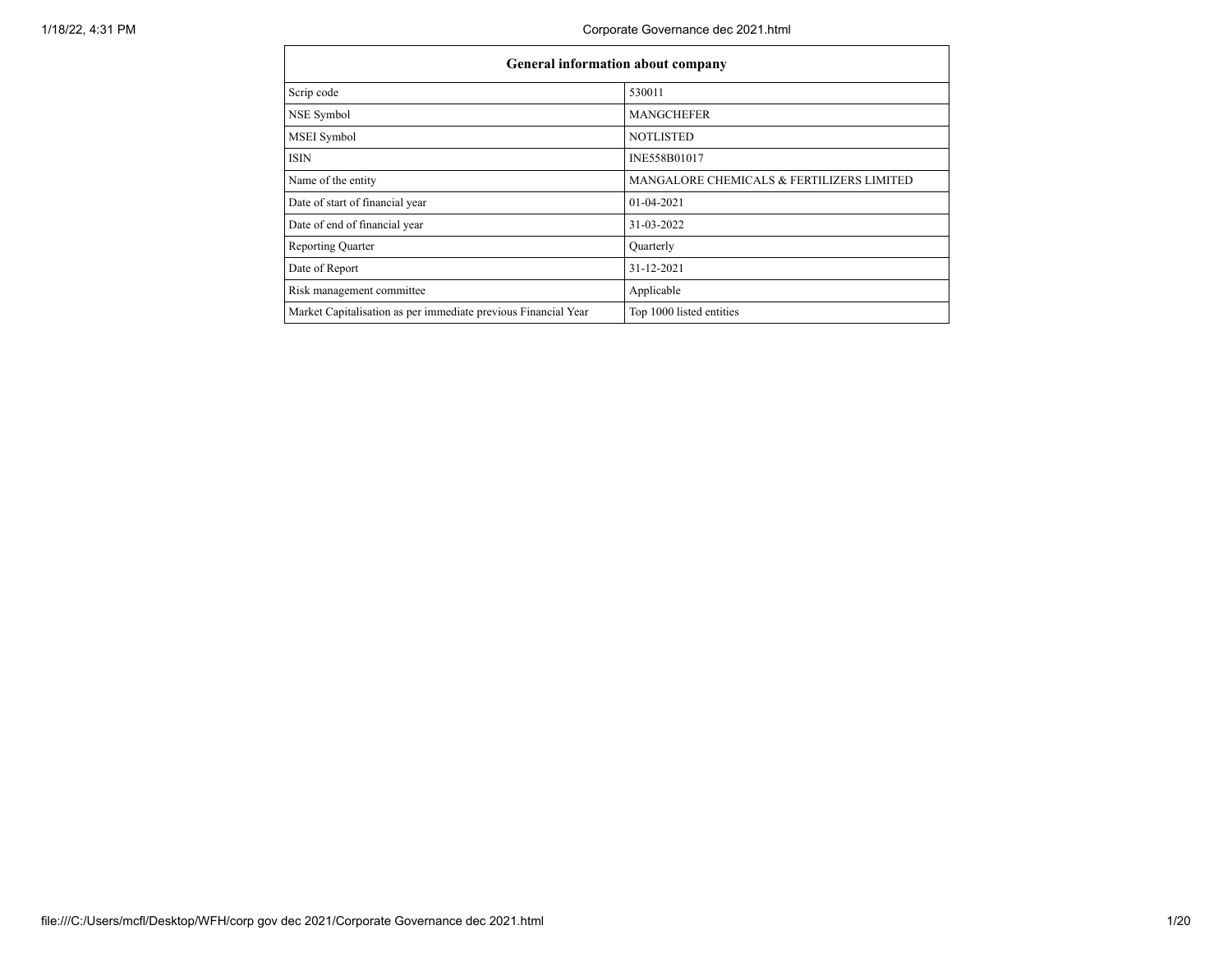| General information about company | |
|---|---|
| Scrip code | 530011 |
| NSE Symbol | MANGCHEFER |
| MSEI Symbol | NOTLISTED |
| ISIN | INE558B01017 |
| Name of the entity | MANGALORE CHEMICALS & FERTILIZERS LIMITED |
| Date of start of financial year | 01-04-2021 |
| Date of end of financial year | 31-03-2022 |
| Reporting Quarter | Quarterly |
| Date of Report | 31-12-2021 |
| Risk management committee | Applicable |
| Market Capitalisation as per immediate previous Financial Year | Top 1000 listed entities |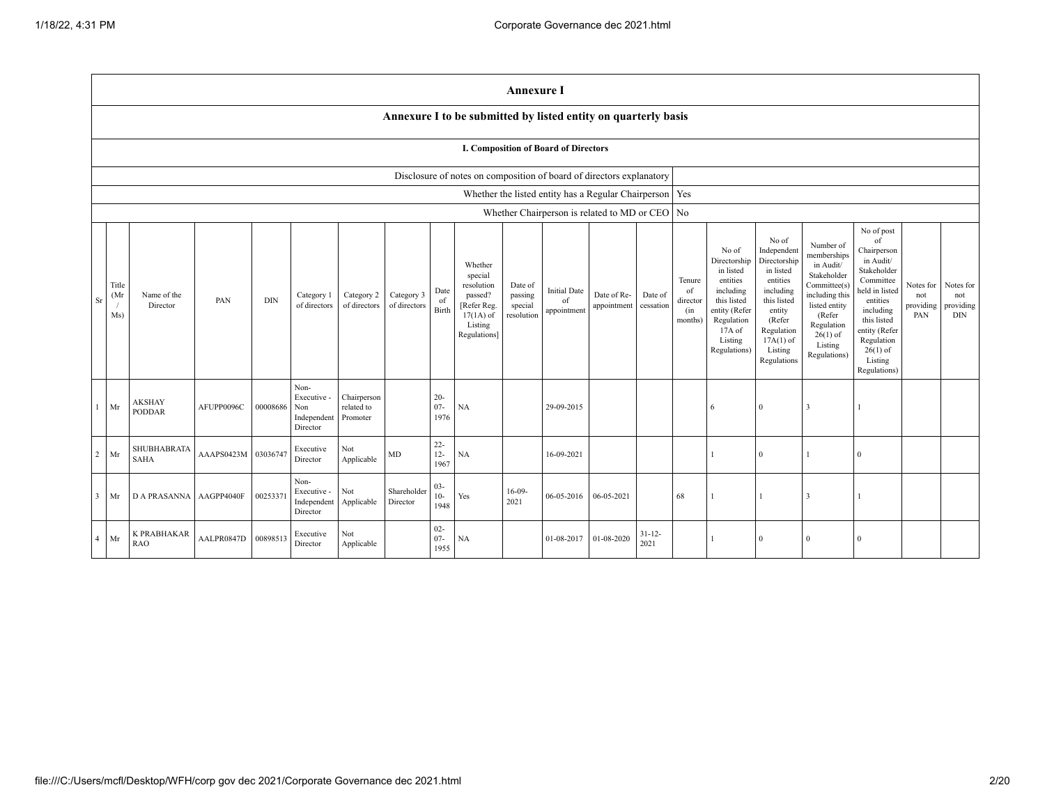## Annexure I

### Annexure I to be submitted by listed entity on quarterly basis

#### I. Composition of Board of Directors

| | |
|---|---|
| Disclosure of notes on composition of board of directors explanatory | |
| Whether the listed entity has a Regular Chairperson | Yes |
| Whether Chairperson is related to MD or CEO | No |

| Sr | Title (Mr / Ms) | Name of the Director | PAN | DIN | Category 1 of directors | Category 2 of directors | Category 3 of directors | Date of Birth | Whether special resolution passed? [Refer Reg. 17(1A) of Listing Regulations] | Date of passing special resolution | Initial Date of appointment | Date of Re-appointment | Date of cessation | Tenure of director (in months) | No of Directorship in listed entities including this listed entity (Refer Regulation 17A of Listing Regulations) | No of Independent Directorship in listed entities including this listed entity (Refer Regulation 17A(1) of Listing Regulations | Number of memberships in Audit/ Stakeholder Committee(s) including this listed entity (Refer Regulation 26(1) of Listing Regulations) | No of post of Chairperson in Audit/ Stakeholder Committee held in listed entities including this listed entity (Refer Regulation 26(1) of Listing Regulations) | Notes for not providing PAN | Notes for not providing DIN |
|---|---|---|---|---|---|---|---|---|---|---|---|---|---|---|---|---|---|---|---|---|
| 1 | Mr | AKSHAY PODDAR | AFUPP0096C | 00008686 | Non-Executive - Non Independent Director | Chairperson related to Promoter | | 20-07-1976 | NA | | 29-09-2015 | | | | 6 | 0 | 3 | 1 | | |
| 2 | Mr | SHUBHABRATA SAHA | AAAPS0423M | 03036747 | Executive Director | Not Applicable | MD | 22-12-1967 | NA | | 16-09-2021 | | | | 1 | 0 | 1 | 0 | | |
| 3 | Mr | D A PRASANNA | AAGPP4040F | 00253371 | Non-Executive - Independent Director | Not Applicable | Shareholder Director | 03-10-1948 | Yes | 16-09-2021 | 06-05-2016 | 06-05-2021 | | 68 | 1 | 1 | 3 | 1 | | |
| 4 | Mr | K PRABHAKAR RAO | AALPR0847D | 00898513 | Executive Director | Not Applicable | | 02-07-1955 | NA | | 01-08-2017 | 01-08-2020 | 31-12-2021 | | 1 | 0 | 0 | 0 | | |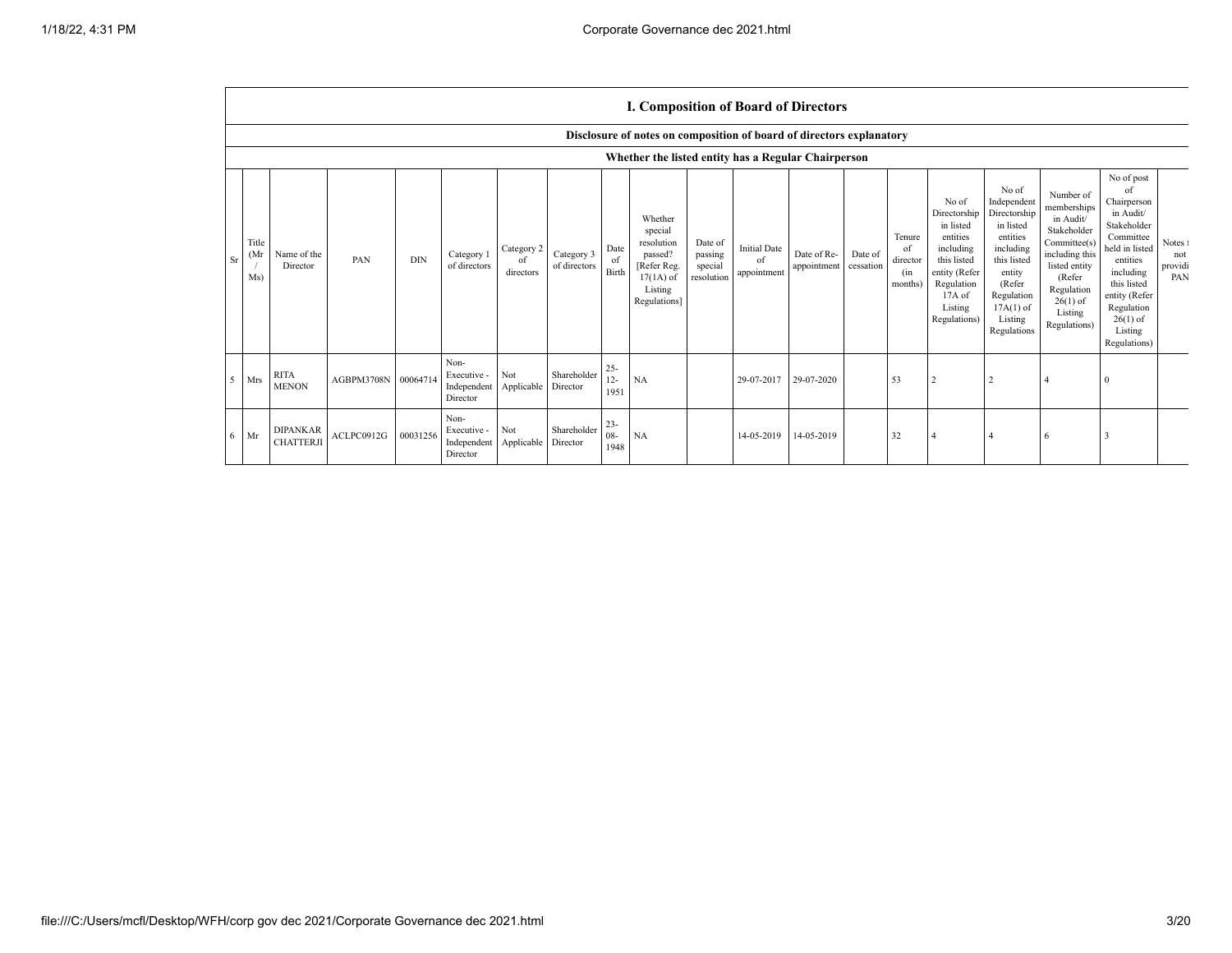## I. Composition of Board of Directors

### Disclosure of notes on composition of board of directors explanatory

### Whether the listed entity has a Regular Chairperson

| Sr | Title (Mr / Ms) | Name of the Director | PAN | DIN | Category 1 of directors | Category 2 of directors | Category 3 of directors | Date of Birth | Whether special resolution passed? [Refer Reg. 17(1A) of Listing Regulations] | Date of passing special resolution | Initial Date of appointment | Date of Re-appointment | Date of cessation | Tenure of director (in months) | No of Directorship in listed entities including this listed entity (Refer Regulation 17A of Listing Regulations) | No of Independent Directorship in listed entities including this listed entity (Refer Regulation 17A(1) of Listing Regulations | Number of memberships in Audit/ Stakeholder Committee(s) including this listed entity (Refer Regulation 26(1) of Listing Regulations) | No of post of Chairperson in Audit/ Stakeholder Committee held in listed entities including this listed entity (Refer Regulation 26(1) of Listing Regulations) | Notes for not providing PAN |
|---|---|---|---|---|---|---|---|---|---|---|---|---|---|---|---|---|---|---|---|
| 5 | Mrs | RITA MENON | AGBPM3708N | 00064714 | Non-Executive - Independent Director | Not Applicable | Shareholder Director | 25-12-1951 | NA | | 29-07-2017 | 29-07-2020 | | 53 | 2 | 2 | 4 | 0 | |
| 6 | Mr | DIPANKAR CHATTERJI | ACLPC0912G | 00031256 | Non-Executive - Independent Director | Not Applicable | Shareholder Director | 23-08-1948 | NA | | 14-05-2019 | 14-05-2019 | | 32 | 4 | 4 | 6 | 3 | |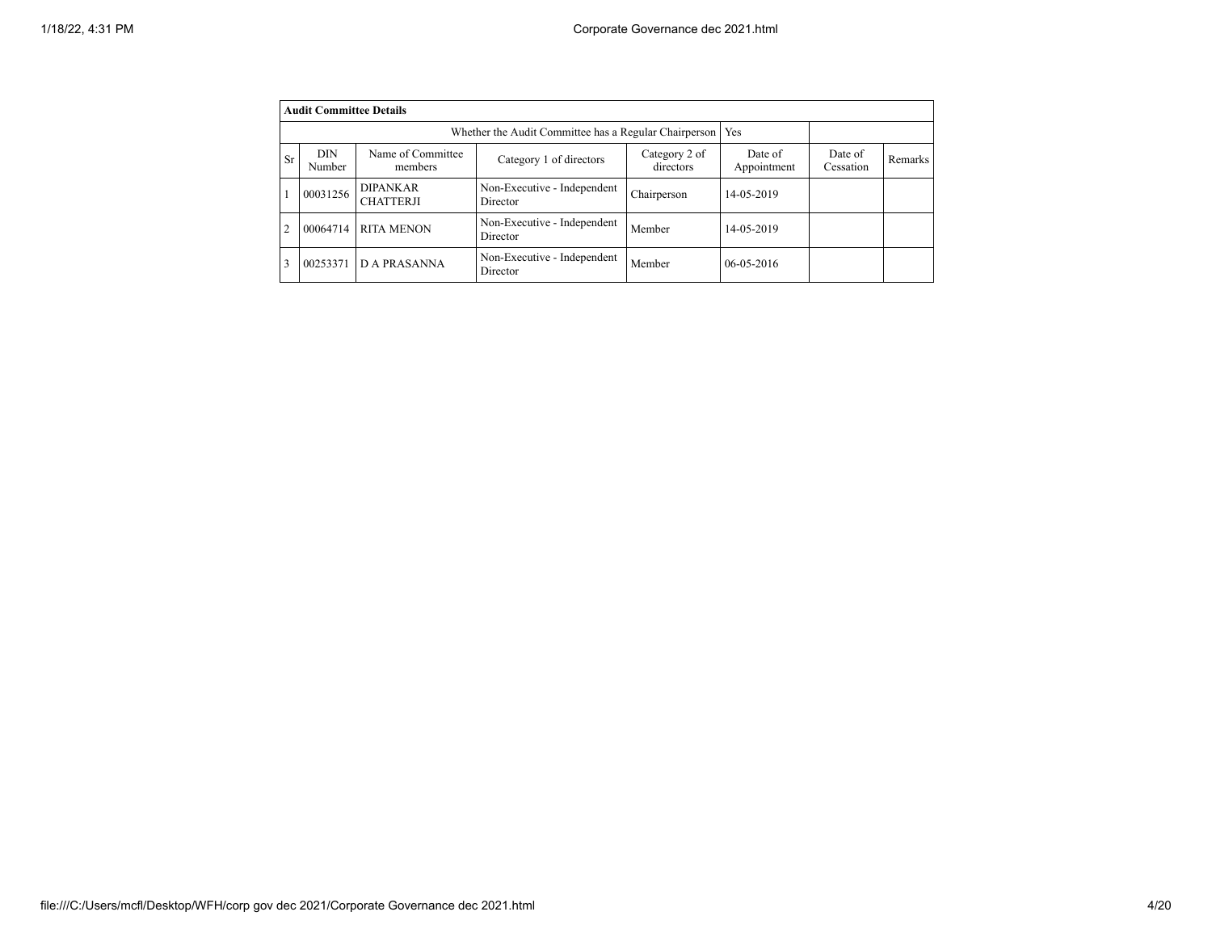| Audit Committee Details | | | | | | | |
|---|---|---|---|---|---|---|---|
| Whether the Audit Committee has a Regular Chairperson | | | | | Yes | | |
| Sr | DIN Number | Name of Committee members | Category 1 of directors | Category 2 of directors | Date of Appointment | Date of Cessation | Remarks |
| 1 | 00031256 | DIPANKAR CHATTERJI | Non-Executive - Independent Director | Chairperson | 14-05-2019 | | |
| 2 | 00064714 | RITA MENON | Non-Executive - Independent Director | Member | 14-05-2019 | | |
| 3 | 00253371 | D A PRASANNA | Non-Executive - Independent Director | Member | 06-05-2016 | | |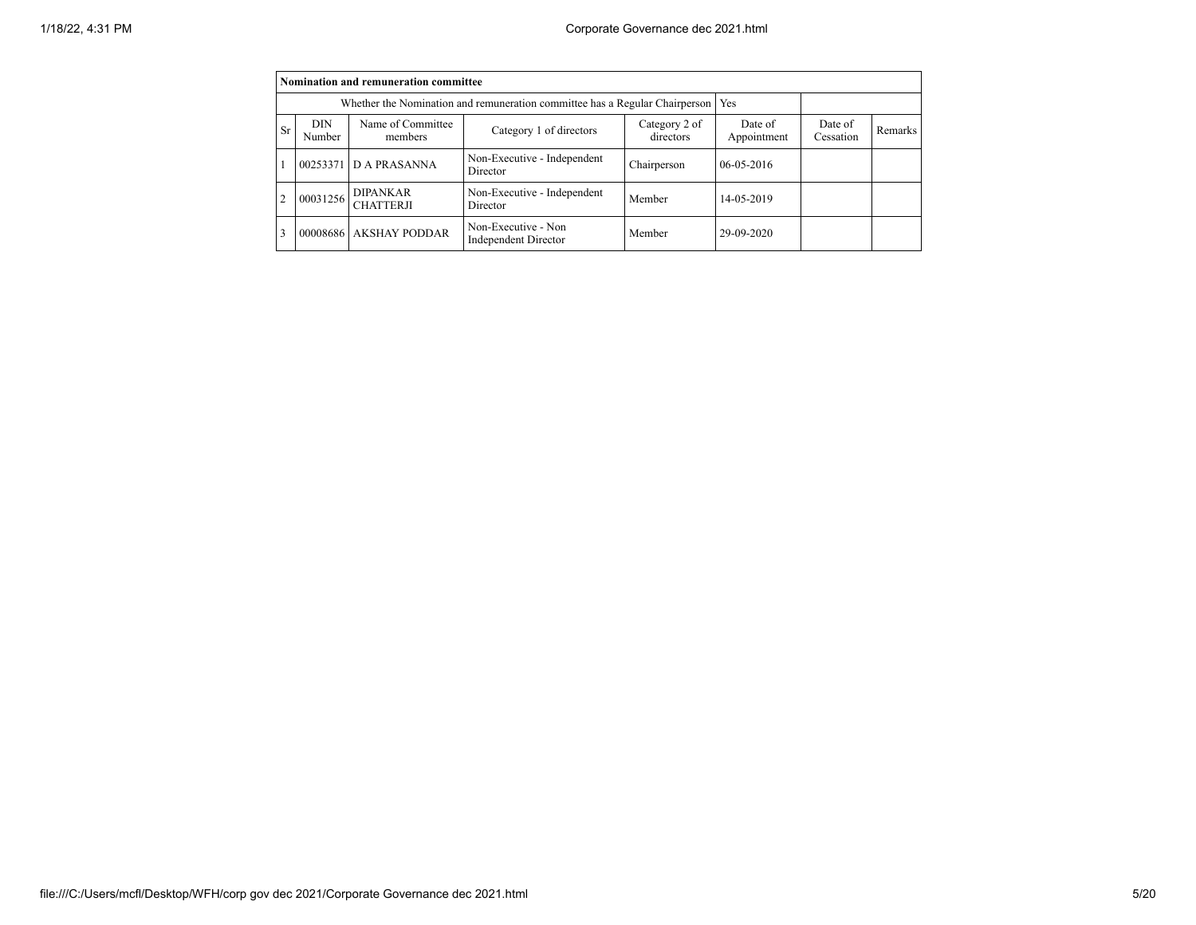| Nomination and remuneration committee | | | | | | | |
|---|---|---|---|---|---|---|---|
| Whether the Nomination and remuneration committee has a Regular Chairperson | | | | | Yes | | |
| Sr | DIN Number | Name of Committee members | Category 1 of directors | Category 2 of directors | Date of Appointment | Date of Cessation | Remarks |
| 1 | 00253371 | D A PRASANNA | Non-Executive - Independent Director | Chairperson | 06-05-2016 | | |
| 2 | 00031256 | DIPANKAR CHATTERJI | Non-Executive - Independent Director | Member | 14-05-2019 | | |
| 3 | 00008686 | AKSHAY PODDAR | Non-Executive - Non Independent Director | Member | 29-09-2020 | | |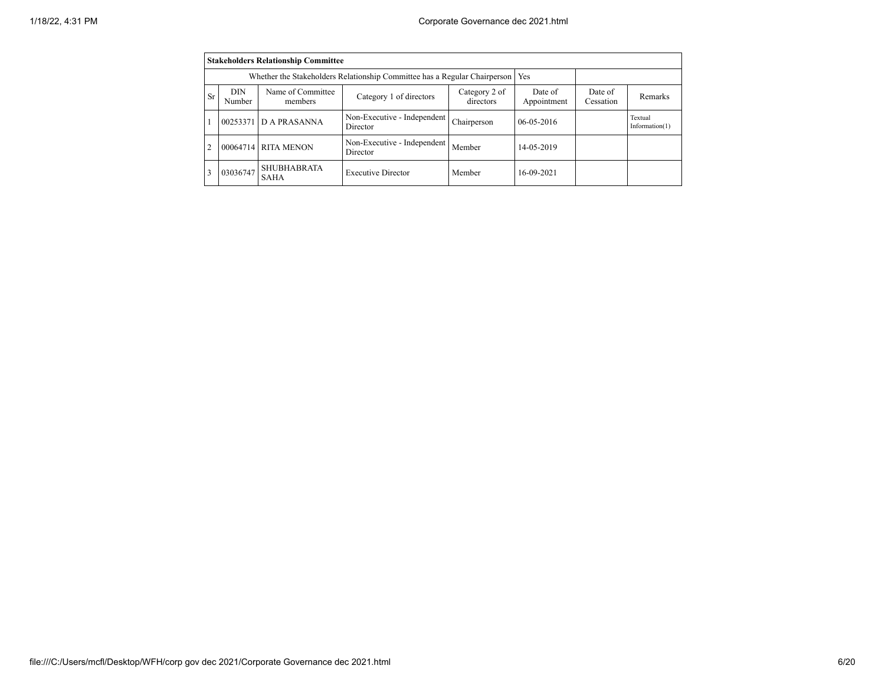| **Stakeholders Relationship Committee** | | | | | | | |
|---|---|---|---|---|---|---|---|
| Whether the Stakeholders Relationship Committee has a Regular Chairperson | | | | | Yes | | |
| Sr | DIN Number | Name of Committee members | Category 1 of directors | Category 2 of directors | Date of Appointment | Date of Cessation | Remarks |
| 1 | 00253371 | D A PRASANNA | Non-Executive - Independent Director | Chairperson | 06-05-2016 | | Textual Information(1) |
| 2 | 00064714 | RITA MENON | Non-Executive - Independent Director | Member | 14-05-2019 | | |
| 3 | 03036747 | SHUBHABRATA SAHA | Executive Director | Member | 16-09-2021 | | |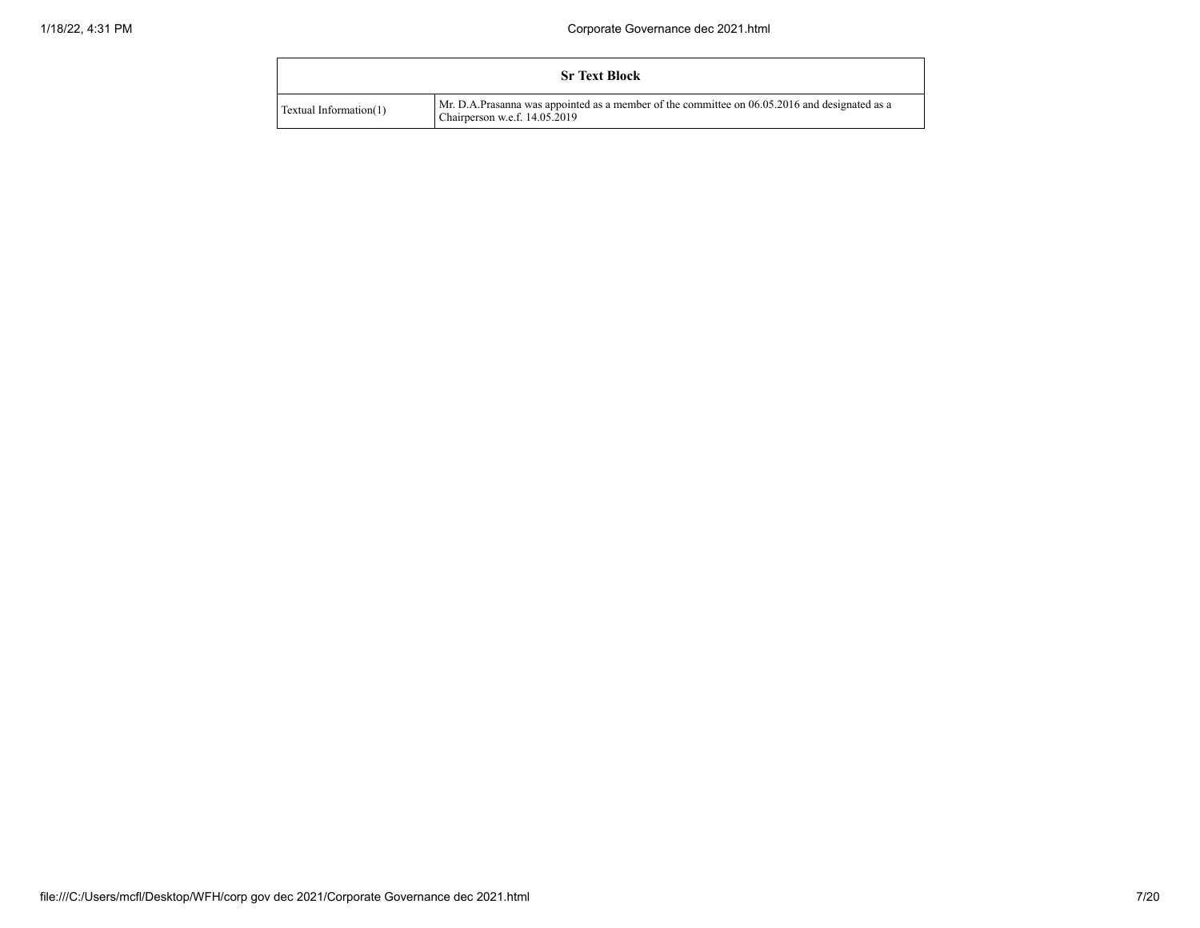| Sr Text Block | |
|---|---|
| Textual Information(1) | Mr. D.A.Prasanna was appointed as a member of the committee on 06.05.2016 and designated as a Chairperson w.e.f. 14.05.2019 |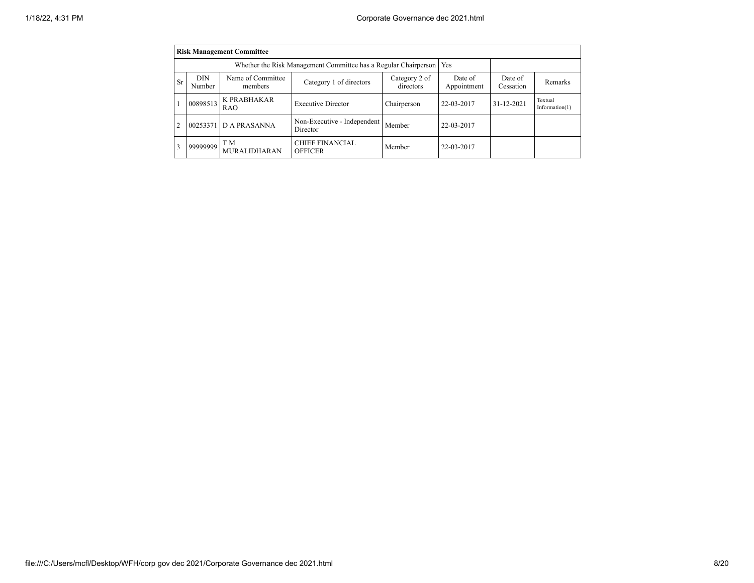| Risk Management Committee | | | | | | | |
|---|---|---|---|---|---|---|---|
| Whether the Risk Management Committee has a Regular Chairperson | | | | | Yes | | |
| Sr | DIN Number | Name of Committee members | Category 1 of directors | Category 2 of directors | Date of Appointment | Date of Cessation | Remarks |
| 1 | 00898513 | K PRABHAKAR RAO | Executive Director | Chairperson | 22-03-2017 | 31-12-2021 | Textual Information(1) |
| 2 | 00253371 | D A PRASANNA | Non-Executive - Independent Director | Member | 22-03-2017 | | |
| 3 | 99999999 | T M MURALIDHARAN | CHIEF FINANCIAL OFFICER | Member | 22-03-2017 | | |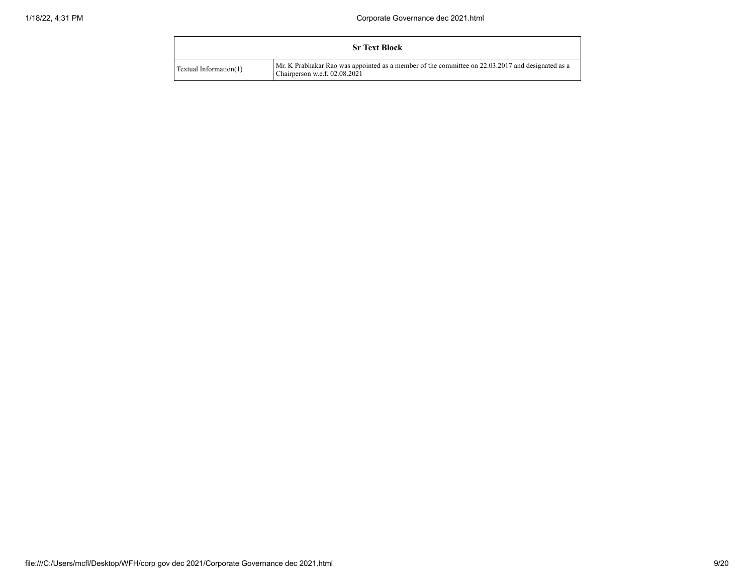| Sr Text Block | |
|---|---|
| Textual Information(1) | Mr. K Prabhakar Rao was appointed as a member of the committee on 22.03.2017 and designated as a Chairperson w.e.f. 02.08.2021 |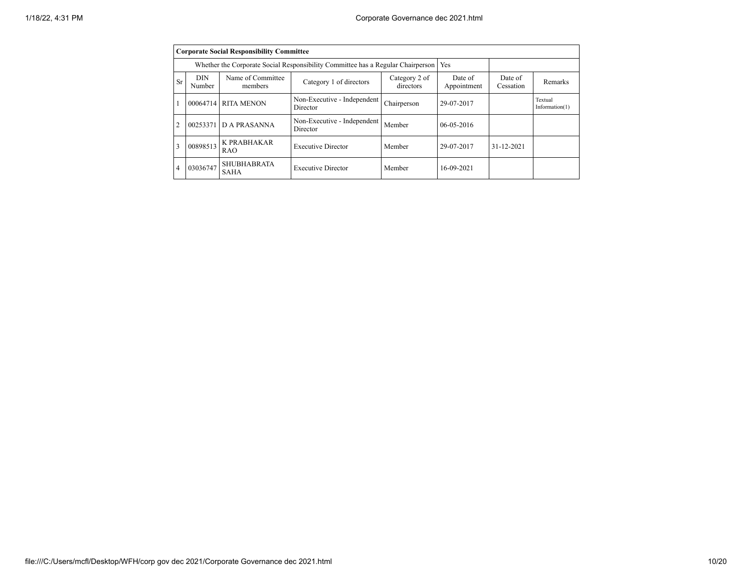| Corporate Social Responsibility Committee | | | | | | | |
|---|---|---|---|---|---|---|---|
| Whether the Corporate Social Responsibility Committee has a Regular Chairperson | | | | | Yes | | |
| Sr | DIN Number | Name of Committee members | Category 1 of directors | Category 2 of directors | Date of Appointment | Date of Cessation | Remarks |
| 1 | 00064714 | RITA MENON | Non-Executive - Independent Director | Chairperson | 29-07-2017 | | Textual Information(1) |
| 2 | 00253371 | D A PRASANNA | Non-Executive - Independent Director | Member | 06-05-2016 | | |
| 3 | 00898513 | K PRABHAKAR RAO | Executive Director | Member | 29-07-2017 | 31-12-2021 | |
| 4 | 03036747 | SHUBHABRATA SAHA | Executive Director | Member | 16-09-2021 | | |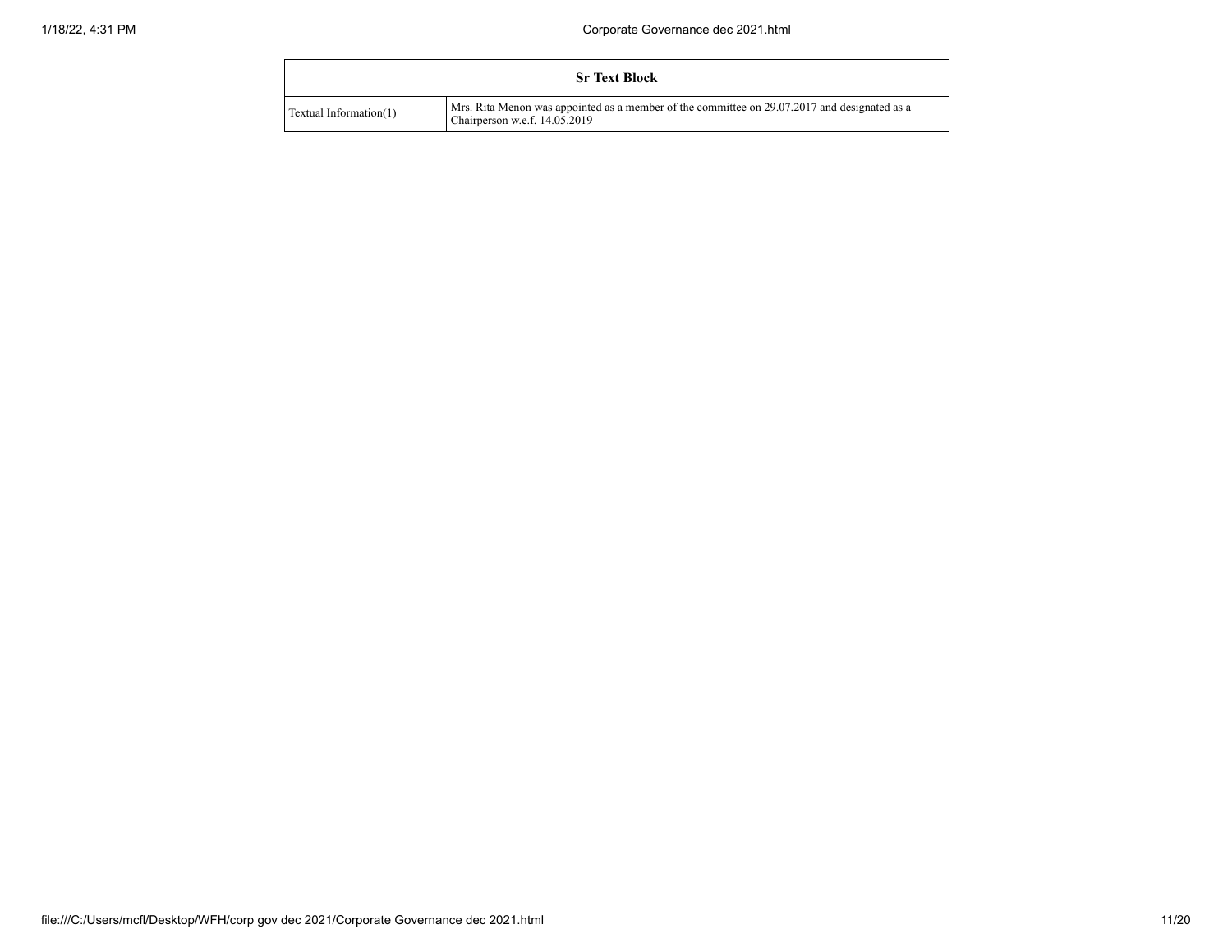| Sr Text Block | |
|---|---|
| Textual Information(1) | Mrs. Rita Menon was appointed as a member of the committee on 29.07.2017 and designated as a Chairperson w.e.f. 14.05.2019 |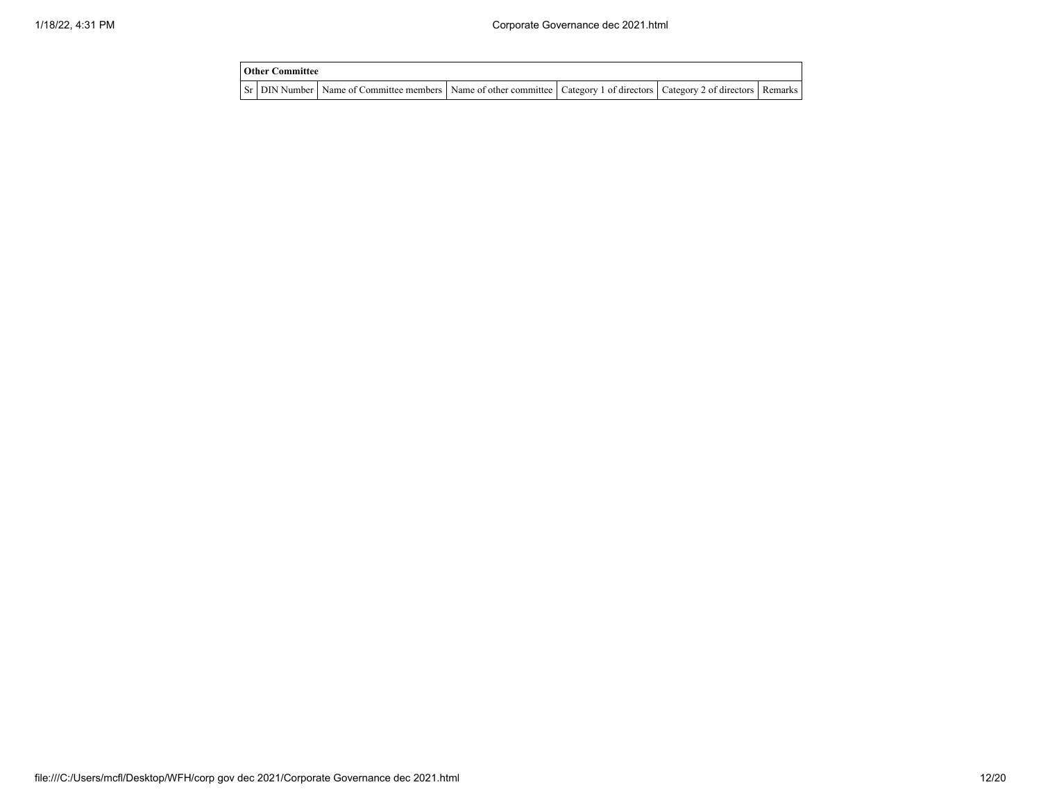| Other Committee | | | | | | |
|---|---|---|---|---|---|---|
| Sr | DIN Number | Name of Committee members | Name of other committee | Category 1 of directors | Category 2 of directors | Remarks |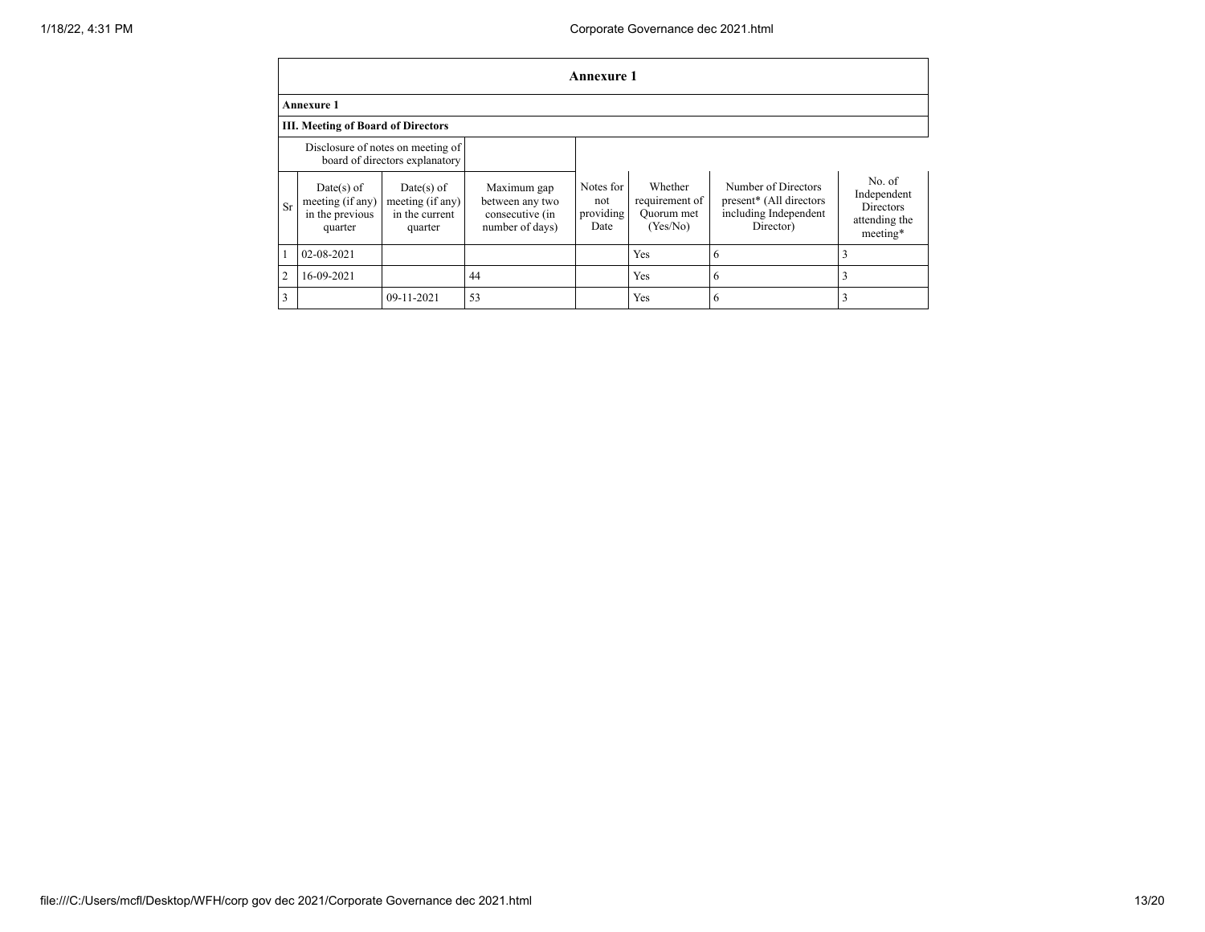## Annexure 1

**Annexure 1**

**III. Meeting of Board of Directors**

| Disclosure of notes on meeting of board of directors explanatory | | | | | | | |
|---|---|---|---|---|---|---|---|
| Sr | Date(s) of meeting (if any) in the previous quarter | Date(s) of meeting (if any) in the current quarter | Maximum gap between any two consecutive (in number of days) | Notes for not providing Date | Whether requirement of Quorum met (Yes/No) | Number of Directors present* (All directors including Independent Director) | No. of Independent Directors attending the meeting* |
| 1 | 02-08-2021 | | | | Yes | 6 | 3 |
| 2 | 16-09-2021 | | 44 | | Yes | 6 | 3 |
| 3 | | 09-11-2021 | 53 | | Yes | 6 | 3 |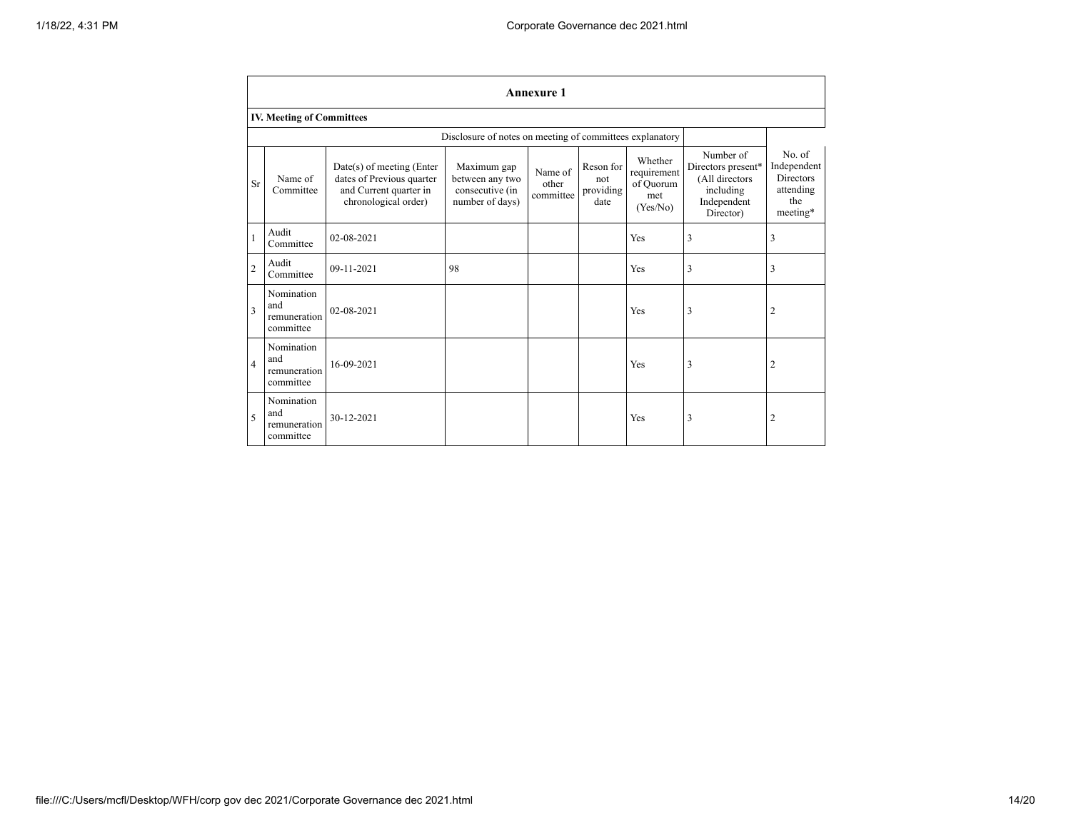## Annexure 1

### IV. Meeting of Committees

Disclosure of notes on meeting of committees explanatory

| Sr | Name of Committee | Date(s) of meeting (Enter dates of Previous quarter and Current quarter in chronological order) | Maximum gap between any two consecutive (in number of days) | Name of other committee | Reson for not providing date | Whether requirement of Quorum met (Yes/No) | Number of Directors present* (All directors including Independent Director) | No. of Independent Directors attending the meeting* |
|---|---|---|---|---|---|---|---|---|
| 1 | Audit Committee | 02-08-2021 | | | | Yes | 3 | 3 |
| 2 | Audit Committee | 09-11-2021 | 98 | | | Yes | 3 | 3 |
| 3 | Nomination and remuneration committee | 02-08-2021 | | | | Yes | 3 | 2 |
| 4 | Nomination and remuneration committee | 16-09-2021 | | | | Yes | 3 | 2 |
| 5 | Nomination and remuneration committee | 30-12-2021 | | | | Yes | 3 | 2 |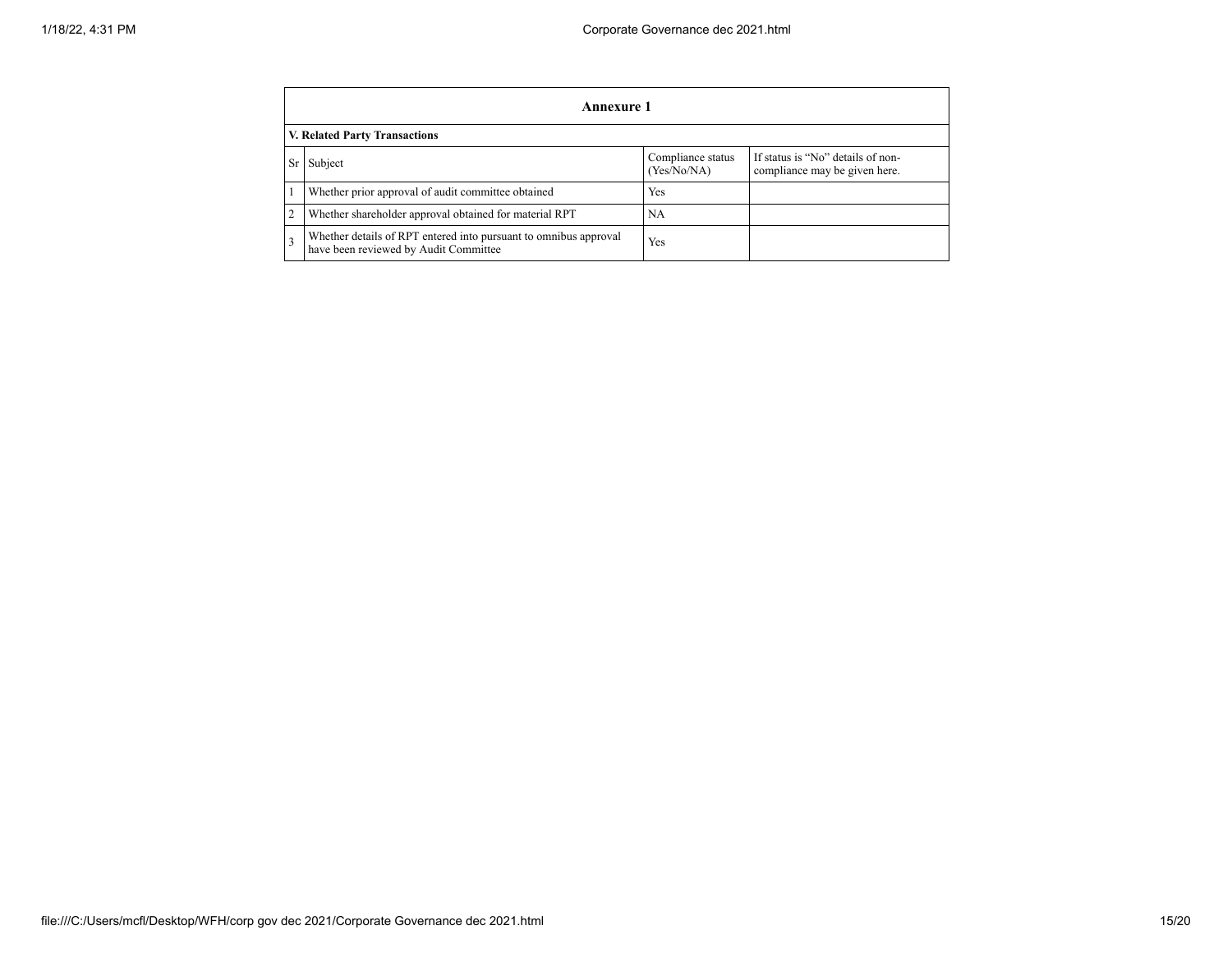## Annexure 1

### V. Related Party Transactions

| Sr | Subject | Compliance status (Yes/No/NA) | If status is "No" details of non-compliance may be given here. |
|---|---|---|---|
| 1 | Whether prior approval of audit committee obtained | Yes | |
| 2 | Whether shareholder approval obtained for material RPT | NA | |
| 3 | Whether details of RPT entered into pursuant to omnibus approval have been reviewed by Audit Committee | Yes | |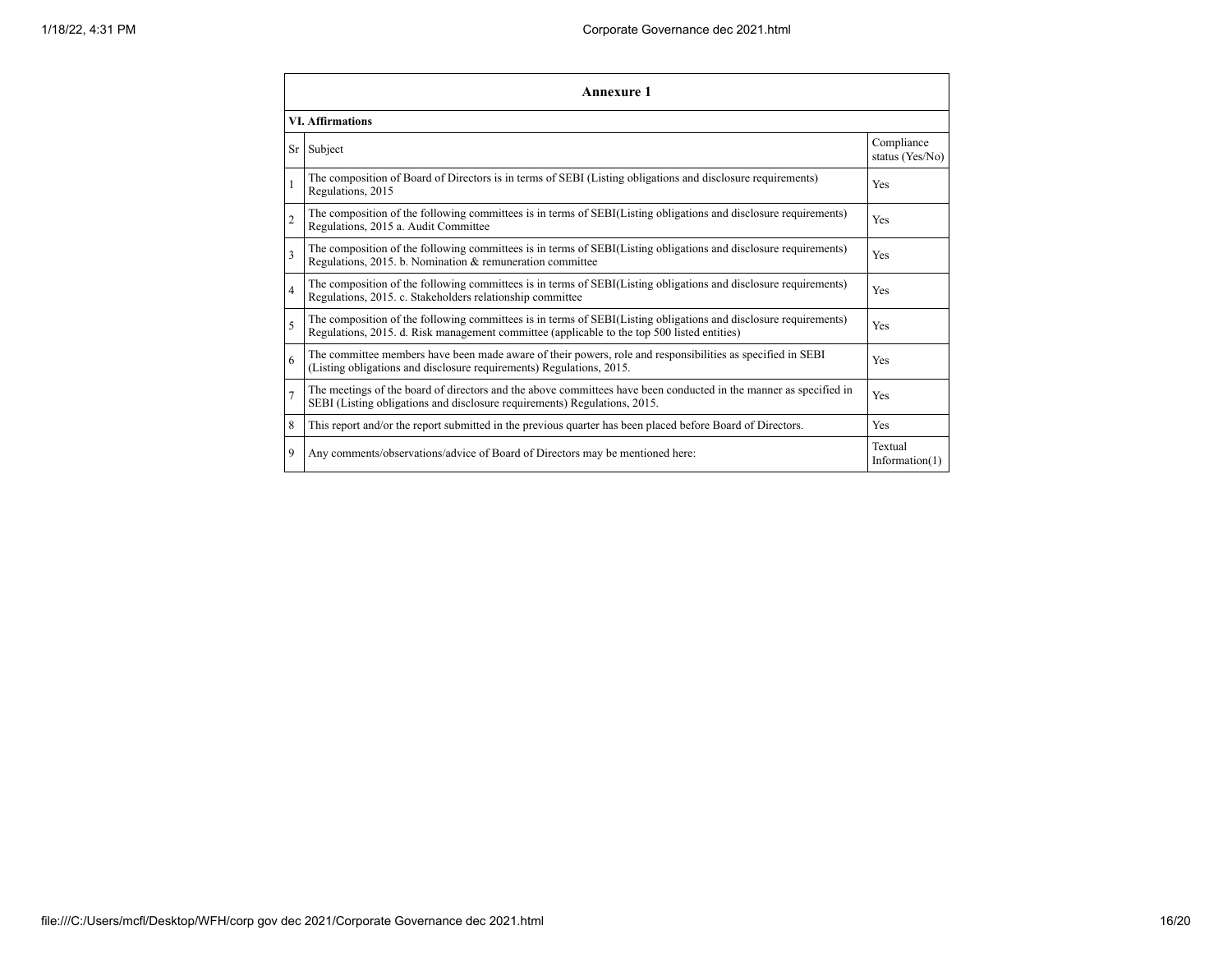## Annexure 1

### VI. Affirmations

| Sr | Subject | Compliance status (Yes/No) |
|---|---|---|
| 1 | The composition of Board of Directors is in terms of SEBI (Listing obligations and disclosure requirements) Regulations, 2015 | Yes |
| 2 | The composition of the following committees is in terms of SEBI(Listing obligations and disclosure requirements) Regulations, 2015 a. Audit Committee | Yes |
| 3 | The composition of the following committees is in terms of SEBI(Listing obligations and disclosure requirements) Regulations, 2015. b. Nomination & remuneration committee | Yes |
| 4 | The composition of the following committees is in terms of SEBI(Listing obligations and disclosure requirements) Regulations, 2015. c. Stakeholders relationship committee | Yes |
| 5 | The composition of the following committees is in terms of SEBI(Listing obligations and disclosure requirements) Regulations, 2015. d. Risk management committee (applicable to the top 500 listed entities) | Yes |
| 6 | The committee members have been made aware of their powers, role and responsibilities as specified in SEBI (Listing obligations and disclosure requirements) Regulations, 2015. | Yes |
| 7 | The meetings of the board of directors and the above committees have been conducted in the manner as specified in SEBI (Listing obligations and disclosure requirements) Regulations, 2015. | Yes |
| 8 | This report and/or the report submitted in the previous quarter has been placed before Board of Directors. | Yes |
| 9 | Any comments/observations/advice of Board of Directors may be mentioned here: | Textual Information(1) |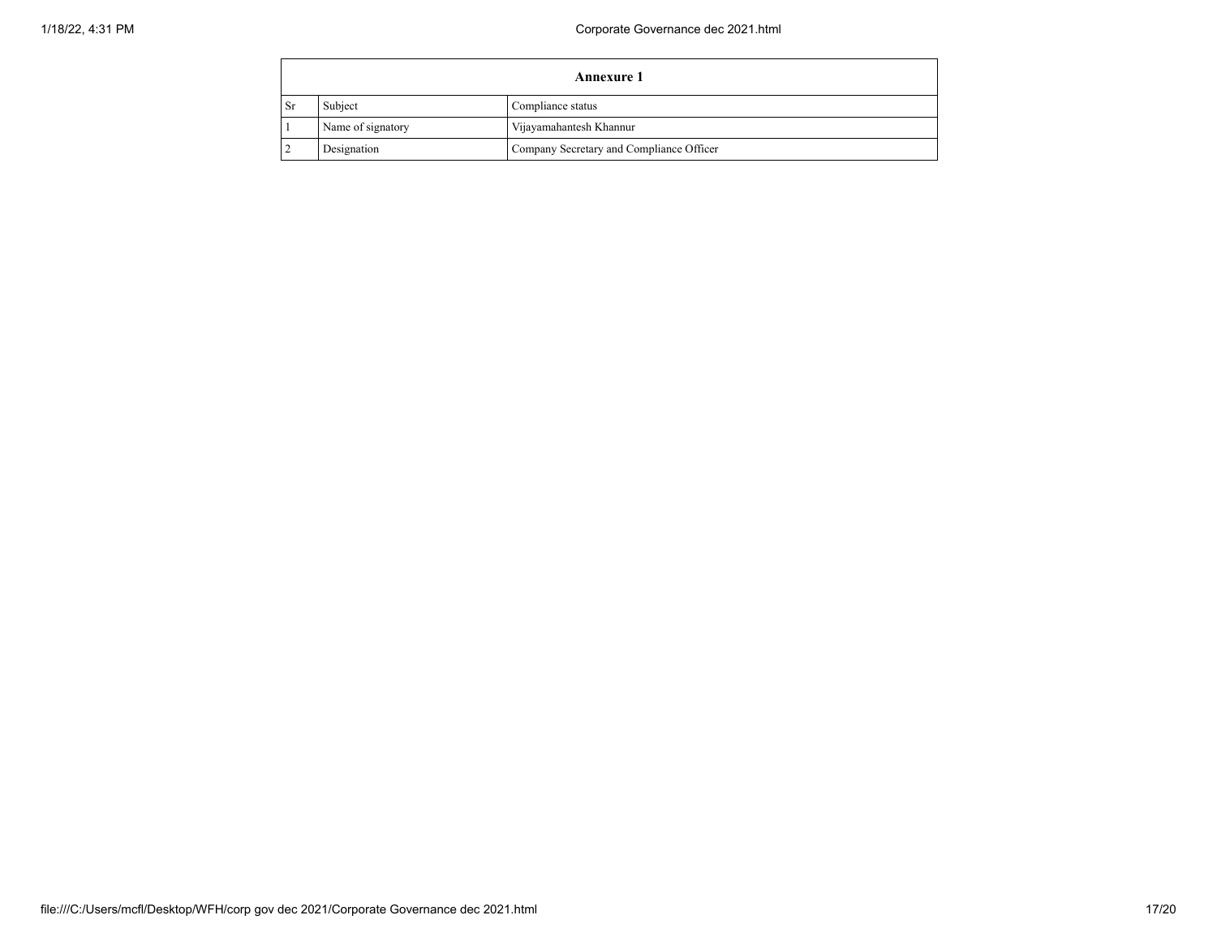| Annexure 1 | | |
|---|---|---|
| Sr | Subject | Compliance status |
| 1 | Name of signatory | Vijayamahantesh Khannur |
| 2 | Designation | Company Secretary and Compliance Officer |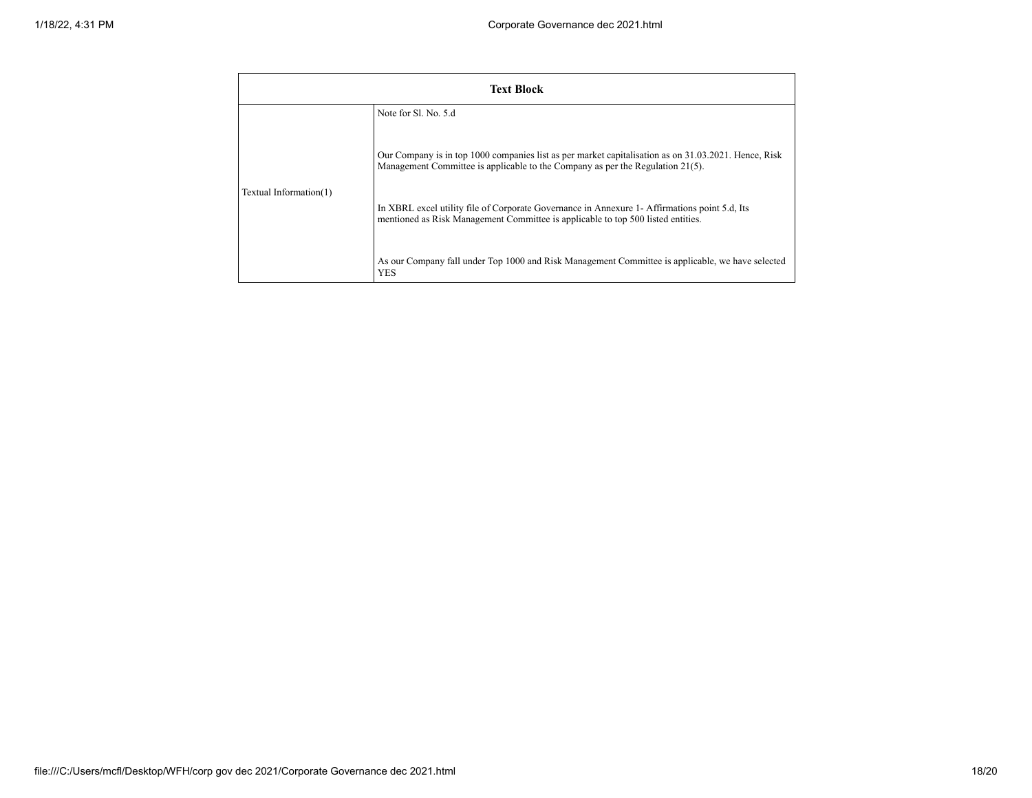| Text Block | |
|---|---|
| Textual Information(1) | Note for Sl. No. 5.d<br><br>Our Company is in top 1000 companies list as per market capitalisation as on 31.03.2021. Hence, Risk Management Committee is applicable to the Company as per the Regulation 21(5).<br><br>In XBRL excel utility file of Corporate Governance in Annexure 1- Affirmations point 5.d, Its mentioned as Risk Management Committee is applicable to top 500 listed entities.<br><br>As our Company fall under Top 1000 and Risk Management Committee is applicable, we have selected YES |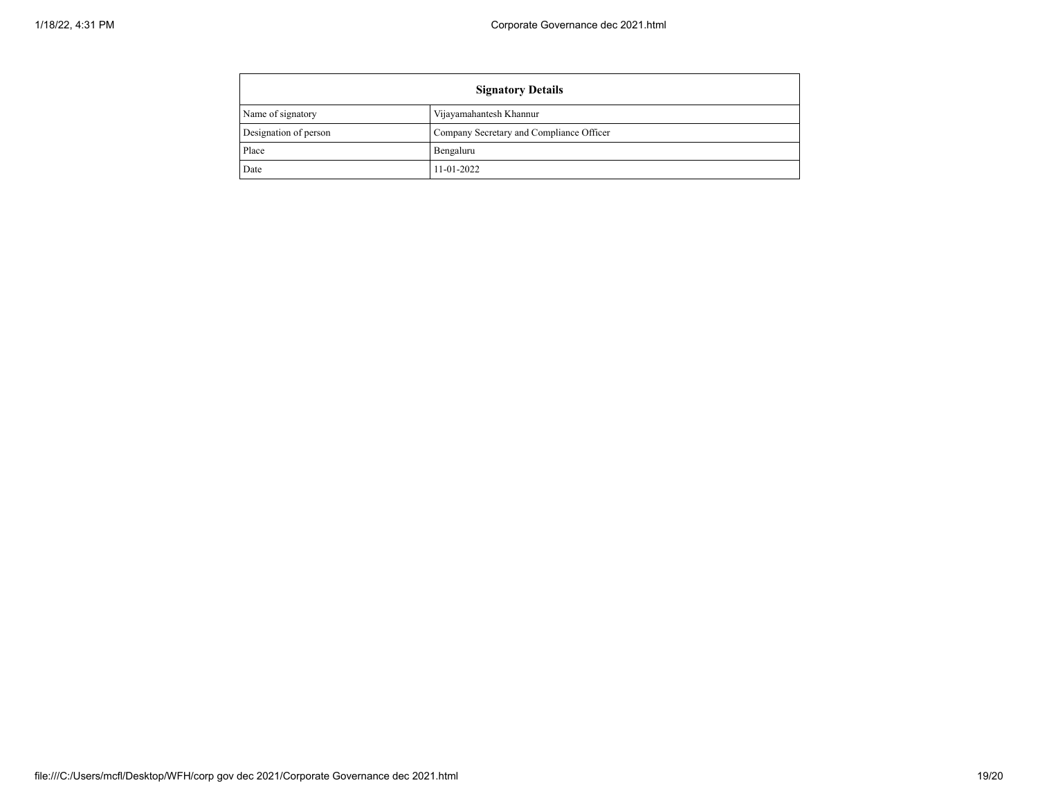| Signatory Details | |
| --- | --- |
| Name of signatory | Vijayamahantesh Khannur |
| Designation of person | Company Secretary and Compliance Officer |
| Place | Bengaluru |
| Date | 11-01-2022 |